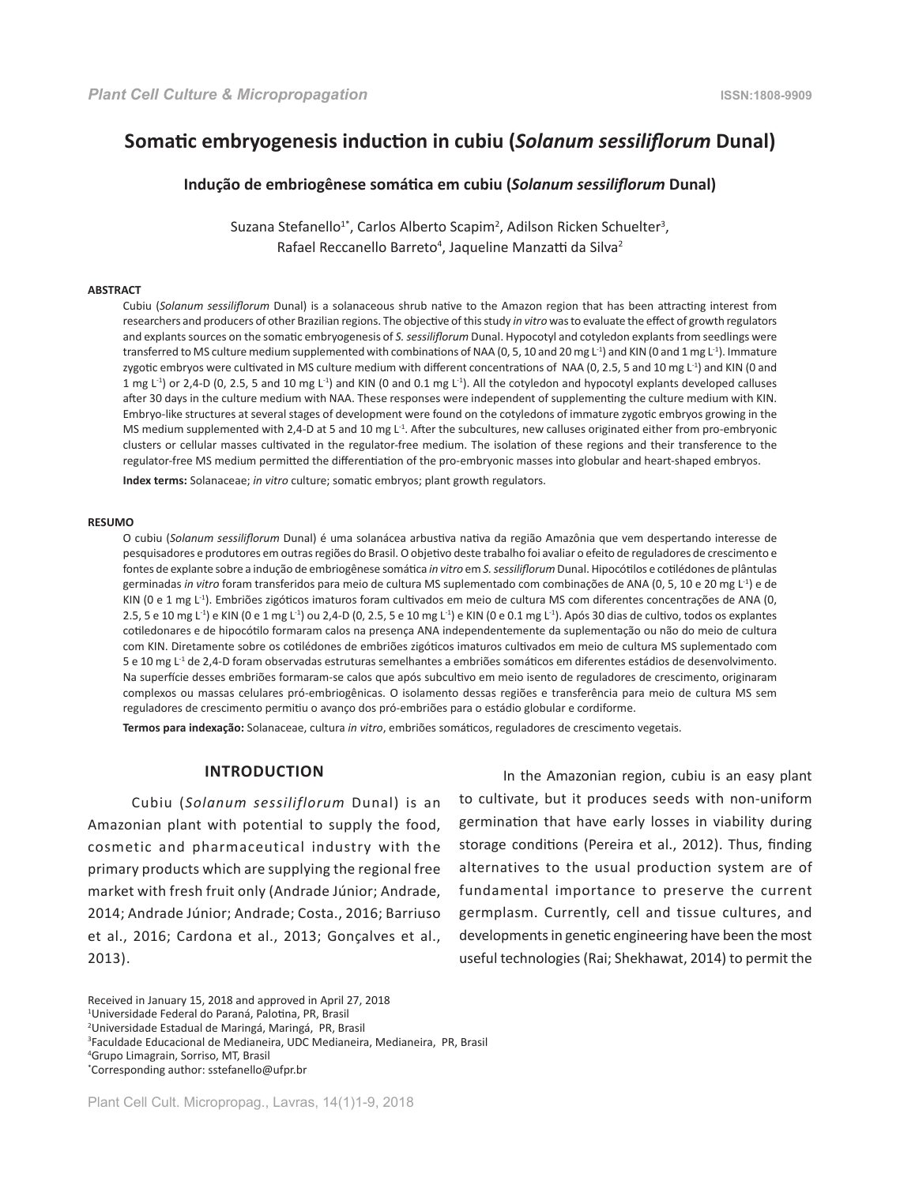# Somatic embryogenesis induction in cubiu (*Solanum sessiliflorum* Dunal)

## Indução de embriogênese somática em cubiu (*Solanum sessiliflorum* Dunal)

Suzana Stefanello[1*], Carlos Alberto Scapim[2], Adilson Ricken Schuelter[3], Rafael Reccanello Barreto[4], Jaqueline Manzatti da Silva[2]

**ABSTRACT**

Cubiu (*Solanum sessiliflorum* Dunal) is a solanaceous shrub native to the Amazon region that has been attracting interest from researchers and producers of other Brazilian regions. The objective of this study *in vitro* was to evaluate the effect of growth regulators and explants sources on the somatic embryogenesis of *S. sessiliflorum* Dunal. Hypocotyl and cotyledon explants from seedlings were transferred to MS culture medium supplemented with combinations of NAA (0, 5, 10 and 20 mg $L^{-1}$) and KIN (0 and 1 mg $L^{-1}$). Immature zygotic embryos were cultivated in MS culture medium with different concentrations of NAA (0, 2.5, 5 and 10 mg $L^{-1}$) and KIN (0 and 1 mg $L^{-1}$) or 2,4-D (0, 2.5, 5 and 10 mg $L^{-1}$) and KIN (0 and 0.1 mg $L^{-1}$). All the cotyledon and hypocotyl explants developed calluses after 30 days in the culture medium with NAA. These responses were independent of supplementing the culture medium with KIN. Embryo-like structures at several stages of development were found on the cotyledons of immature zygotic embryos growing in the MS medium supplemented with 2,4-D at 5 and 10 mg $L^{-1}$. After the subcultures, new calluses originated either from pro-embryonic clusters or cellular masses cultivated in the regulator-free medium. The isolation of these regions and their transference to the regulator-free MS medium permitted the differentiation of the pro-embryonic masses into globular and heart-shaped embryos.

**Index terms:** Solanaceae; *in vitro* culture; somatic embryos; plant growth regulators.

**RESUMO**

O cubiu (*Solanum sessiliflorum* Dunal) é uma solanácea arbustiva nativa da região Amazônia que vem despertando interesse de pesquisadores e produtores em outras regiões do Brasil. O objetivo deste trabalho foi avaliar o efeito de reguladores de crescimento e fontes de explante sobre a indução de embriogênese somática *in vitro* em *S. sessiliflorum* Dunal. Hipocótilos e cotilédones de plântulas germinadas *in vitro* foram transferidos para meio de cultura MS suplementado com combinações de ANA (0, 5, 10 e 20 mg $L^{-1}$) e de KIN (0 e 1 mg $L^{-1}$). Embriões zigóticos imaturos foram cultivados em meio de cultura MS com diferentes concentrações de ANA (0, 2.5, 5 e 10 mg $L^{-1}$) e KIN (0 e 1 mg $L^{-1}$) ou 2,4-D (0, 2.5, 5 e 10 mg $L^{-1}$) e KIN (0 e 0.1 mg $L^{-1}$). Após 30 dias de cultivo, todos os explantes cotiledonares e de hipocótilo formaram calos na presença ANA independentemente da suplementação ou não do meio de cultura com KIN. Diretamente sobre os cotilédones de embriões zigóticos imaturos cultivados em meio de cultura MS suplementado com 5 e 10 mg $L^{-1}$ de 2,4-D foram observadas estruturas semelhantes a embriões somáticos em diferentes estádios de desenvolvimento. Na superfície desses embriões formaram-se calos que após subcultivo em meio isento de reguladores de crescimento, originaram complexos ou massas celulares pró-embriogênicas. O isolamento dessas regiões e transferência para meio de cultura MS sem reguladores de crescimento permitiu o avanço dos pró-embriões para o estádio globular e cordiforme.

**Termos para indexação:** Solanaceae, cultura *in vitro*, embriões somáticos, reguladores de crescimento vegetais.

## INTRODUCTION

Cubiu (*Solanum sessiliflorum* Dunal) is an Amazonian plant with potential to supply the food, cosmetic and pharmaceutical industry with the primary products which are supplying the regional free market with fresh fruit only (Andrade Júnior; Andrade, 2014; Andrade Júnior; Andrade; Costa., 2016; Barriuso et al., 2016; Cardona et al., 2013; Gonçalves et al., 2013).

In the Amazonian region, cubiu is an easy plant to cultivate, but it produces seeds with non-uniform germination that have early losses in viability during storage conditions (Pereira et al., 2012). Thus, finding alternatives to the usual production system are of fundamental importance to preserve the current germplasm. Currently, cell and tissue cultures, and developments in genetic engineering have been the most useful technologies (Rai; Shekhawat, 2014) to permit the

Received in January 15, 2018 and approved in April 27, 2018
[1]Universidade Federal do Paraná, Palotina, PR, Brasil
[2]Universidade Estadual de Maringá, Maringá, PR, Brasil
[3]Faculdade Educacional de Medianeira, UDC Medianeira, Medianeira, PR, Brasil
[4]Grupo Limagrain, Sorriso, MT, Brasil
[*]Corresponding author: sstefanello@ufpr.br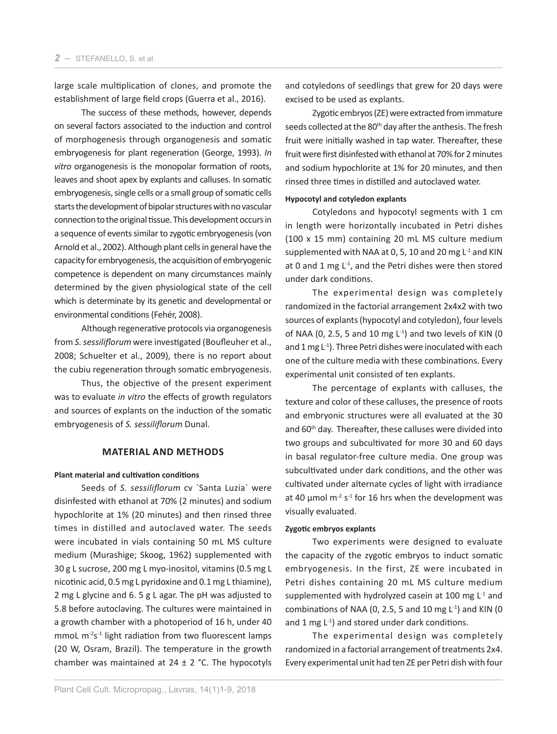large scale multiplication of clones, and promote the establishment of large field crops (Guerra et al., 2016).

The success of these methods, however, depends on several factors associated to the induction and control of morphogenesis through organogenesis and somatic embryogenesis for plant regeneration (George, 1993). *In vitro* organogenesis is the monopolar formation of roots, leaves and shoot apex by explants and calluses. In somatic embryogenesis, single cells or a small group of somatic cells starts the development of bipolar structures with no vascular connection to the original tissue. This development occurs in a sequence of events similar to zygotic embryogenesis (von Arnold et al., 2002). Although plant cells in general have the capacity for embryogenesis, the acquisition of embryogenic competence is dependent on many circumstances mainly determined by the given physiological state of the cell which is determinate by its genetic and developmental or environmental conditions (Fehér, 2008).

Although regenerative protocols via organogenesis from *S. sessiliflorum* were investigated (Boufleuher et al., 2008; Schuelter et al., 2009), there is no report about the cubiu regeneration through somatic embryogenesis.

Thus, the objective of the present experiment was to evaluate *in vitro* the effects of growth regulators and sources of explants on the induction of the somatic embryogenesis of *S. sessiliflorum* Dunal.

## MATERIAL AND METHODS

#### Plant material and cultivation conditions

Seeds of *S. sessiliflorum* cv ´Santa Luzia` were disinfested with ethanol at 70% (2 minutes) and sodium hypochlorite at 1% (20 minutes) and then rinsed three times in distilled and autoclaved water. The seeds were incubated in vials containing 50 mL MS culture medium (Murashige; Skoog, 1962) supplemented with 30 g L sucrose, 200 mg L myo-inositol, vitamins (0.5 mg L nicotinic acid, 0.5 mg L pyridoxine and 0.1 mg L thiamine), 2 mg L glycine and 6. 5 g L agar. The pH was adjusted to 5.8 before autoclaving. The cultures were maintained in a growth chamber with a photoperiod of 16 h, under 40 mmoL $m^{-2}s^{-1}$ light radiation from two fluorescent lamps (20 W, Osram, Brazil). The temperature in the growth chamber was maintained at 24 ± 2 °C. The hypocotyls and cotyledons of seedlings that grew for 20 days were excised to be used as explants.

Zygotic embryos (ZE) were extracted from immature seeds collected at the 80th day after the anthesis. The fresh fruit were initially washed in tap water. Thereafter, these fruit were first disinfested with ethanol at 70% for 2 minutes and sodium hypochlorite at 1% for 20 minutes, and then rinsed three times in distilled and autoclaved water.

#### Hypocotyl and cotyledon explants

Cotyledons and hypocotyl segments with 1 cm in length were horizontally incubated in Petri dishes (100 x 15 mm) containing 20 mL MS culture medium supplemented with NAA at 0, 5, 10 and 20 mg $L^{-1}$ and KIN at 0 and 1 mg $L^{-1}$, and the Petri dishes were then stored under dark conditions.

The experimental design was completely randomized in the factorial arrangement 2x4x2 with two sources of explants (hypocotyl and cotyledon), four levels of NAA (0, 2.5, 5 and 10 mg $L^{-1}$) and two levels of KIN (0 and 1 mg $L^{-1}$). Three Petri dishes were inoculated with each one of the culture media with these combinations. Every experimental unit consisted of ten explants.

The percentage of explants with calluses, the texture and color of these calluses, the presence of roots and embryonic structures were all evaluated at the 30 and 60th day. Thereafter, these calluses were divided into two groups and subcultivated for more 30 and 60 days in basal regulator-free culture media. One group was subcultivated under dark conditions, and the other was cultivated under alternate cycles of light with irradiance at 40 µmol $m^{-2}$ $s^{-1}$ for 16 hrs when the development was visually evaluated.

#### Zygotic embryos explants

Two experiments were designed to evaluate the capacity of the zygotic embryos to induct somatic embryogenesis. In the first, ZE were incubated in Petri dishes containing 20 mL MS culture medium supplemented with hydrolyzed casein at 100 mg $L^{-1}$ and combinations of NAA (0, 2.5, 5 and 10 mg $L^{-1}$) and KIN (0 and 1 mg $L^{-1}$) and stored under dark conditions.

The experimental design was completely randomized in a factorial arrangement of treatments 2x4. Every experimental unit had ten ZE per Petri dish with four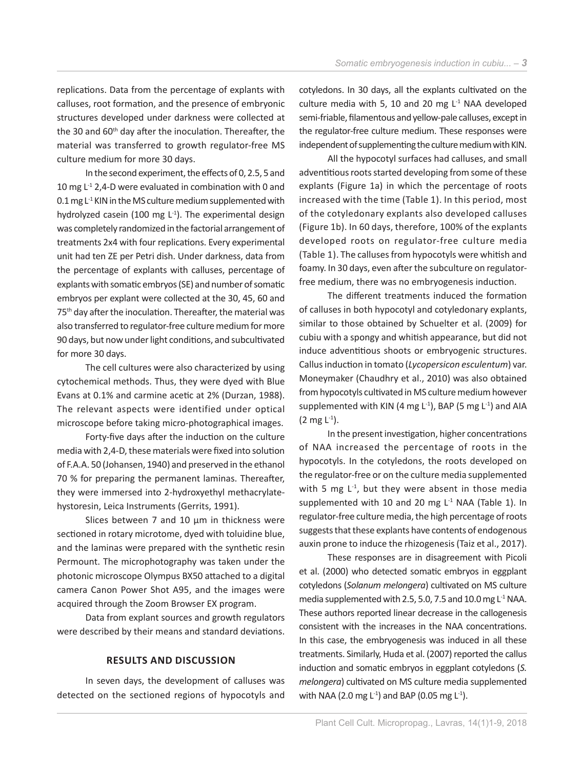replications. Data from the percentage of explants with calluses, root formation, and the presence of embryonic structures developed under darkness were collected at the 30 and 60th day after the inoculation. Thereafter, the material was transferred to growth regulator-free MS culture medium for more 30 days.

In the second experiment, the effects of 0, 2.5, 5 and 10 mg $L^{-1}$ 2,4-D were evaluated in combination with 0 and 0.1 mg $L^{-1}$ KIN in the MS culture medium supplemented with hydrolyzed casein (100 mg $L^{-1}$). The experimental design was completely randomized in the factorial arrangement of treatments 2x4 with four replications. Every experimental unit had ten ZE per Petri dish. Under darkness, data from the percentage of explants with calluses, percentage of explants with somatic embryos (SE) and number of somatic embryos per explant were collected at the 30, 45, 60 and 75th day after the inoculation. Thereafter, the material was also transferred to regulator-free culture medium for more 90 days, but now under light conditions, and subcultivated for more 30 days.

The cell cultures were also characterized by using cytochemical methods. Thus, they were dyed with Blue Evans at 0.1% and carmine acetic at 2% (Durzan, 1988). The relevant aspects were identified under optical microscope before taking micro-photographical images.

Forty-five days after the induction on the culture media with 2,4-D, these materials were fixed into solution of F.A.A. 50 (Johansen, 1940) and preserved in the ethanol 70 % for preparing the permanent laminas. Thereafter, they were immersed into 2-hydroxyethyl methacrylate-hystoresin, Leica Instruments (Gerrits, 1991).

Slices between 7 and 10 µm in thickness were sectioned in rotary microtome, dyed with toluidine blue, and the laminas were prepared with the synthetic resin Permount. The microphotography was taken under the photonic microscope Olympus BX50 attached to a digital camera Canon Power Shot A95, and the images were acquired through the Zoom Browser EX program.

Data from explant sources and growth regulators were described by their means and standard deviations.

## RESULTS AND DISCUSSION

In seven days, the development of calluses was detected on the sectioned regions of hypocotyls and cotyledons. In 30 days, all the explants cultivated on the culture media with 5, 10 and 20 mg $L^{-1}$ NAA developed semi-friable, filamentous and yellow-pale calluses, except in the regulator-free culture medium. These responses were independent of supplementing the culture medium with KIN.

All the hypocotyl surfaces had calluses, and small adventitious roots started developing from some of these explants (Figure 1a) in which the percentage of roots increased with the time (Table 1). In this period, most of the cotyledonary explants also developed calluses (Figure 1b). In 60 days, therefore, 100% of the explants developed roots on regulator-free culture media (Table 1). The calluses from hypocotyls were whitish and foamy. In 30 days, even after the subculture on regulator-free medium, there was no embryogenesis induction.

The different treatments induced the formation of calluses in both hypocotyl and cotyledonary explants, similar to those obtained by Schuelter et al. (2009) for cubiu with a spongy and whitish appearance, but did not induce adventitious shoots or embryogenic structures. Callus induction in tomato (*Lycopersicon esculentum*) var. Moneymaker (Chaudhry et al., 2010) was also obtained from hypocotyls cultivated in MS culture medium however supplemented with KIN (4 mg $L^{-1}$), BAP (5 mg $L^{-1}$) and AIA (2 mg $L^{-1}$).

In the present investigation, higher concentrations of NAA increased the percentage of roots in the hypocotyls. In the cotyledons, the roots developed on the regulator-free or on the culture media supplemented with 5 mg $L^{-1}$, but they were absent in those media supplemented with 10 and 20 mg $L^{-1}$ NAA (Table 1). In regulator-free culture media, the high percentage of roots suggests that these explants have contents of endogenous auxin prone to induce the rhizogenesis (Taiz et al., 2017).

These responses are in disagreement with Picoli et al. (2000) who detected somatic embryos in eggplant cotyledons (*Solanum melongera*) cultivated on MS culture media supplemented with 2.5, 5.0, 7.5 and 10.0 mg $L^{-1}$ NAA. These authors reported linear decrease in the callogenesis consistent with the increases in the NAA concentrations. In this case, the embryogenesis was induced in all these treatments. Similarly, Huda et al. (2007) reported the callus induction and somatic embryos in eggplant cotyledons (*S. melongera*) cultivated on MS culture media supplemented with NAA (2.0 mg $L^{-1}$) and BAP (0.05 mg $L^{-1}$).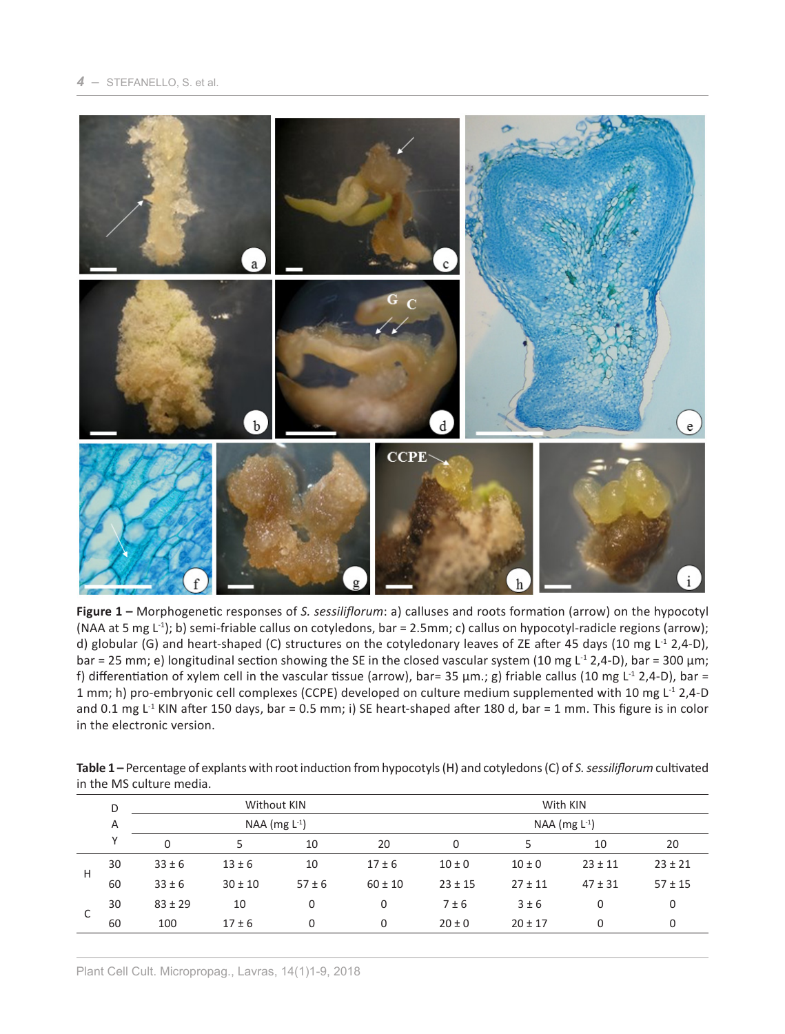**Figure 1 –** Morphogenetic responses of *S. sessiliflorum*: a) calluses and roots formation (arrow) on the hypocotyl (NAA at 5 mg L$^{-1}$); b) semi-friable callus on cotyledons, bar = 2.5mm; c) callus on hypocotyl-radicle regions (arrow); d) globular (G) and heart-shaped (C) structures on the cotyledonary leaves of ZE after 45 days (10 mg L$^{-1}$ 2,4-D), bar = 25 mm; e) longitudinal section showing the SE in the closed vascular system (10 mg L$^{-1}$ 2,4-D), bar = 300 µm; f) differentiation of xylem cell in the vascular tissue (arrow), bar= 35 µm.; g) friable callus (10 mg L$^{-1}$ 2,4-D), bar = 1 mm; h) pro-embryonic cell complexes (CCPE) developed on culture medium supplemented with 10 mg L$^{-1}$ 2,4-D and 0.1 mg L$^{-1}$ KIN after 150 days, bar = 0.5 mm; i) SE heart-shaped after 180 d, bar = 1 mm. This figure is in color in the electronic version.

**Table 1 –** Percentage of explants with root induction from hypocotyls (H) and cotyledons (C) of *S. sessiliflorum* cultivated in the MS culture media.

| | DAY | Without KIN | | | | With KIN | | | |
|---|---|---|---|---|---|---|---|---|---|
| | | NAA (mg L$^{-1}$) | | | | NAA (mg L$^{-1}$) | | | |
| | | 0 | 5 | 10 | 20 | 0 | 5 | 10 | 20 |
| H | 30 | 33 ± 6 | 13 ± 6 | 10 | 17 ± 6 | 10 ± 0 | 10 ± 0 | 23 ± 11 | 23 ± 21 |
| | 60 | 33 ± 6 | 30 ± 10 | 57 ± 6 | 60 ± 10 | 23 ± 15 | 27 ± 11 | 47 ± 31 | 57 ± 15 |
| C | 30 | 83 ± 29 | 10 | 0 | 0 | 7 ± 6 | 3 ± 6 | 0 | 0 |
| | 60 | 100 | 17 ± 6 | 0 | 0 | 20 ± 0 | 20 ± 17 | 0 | 0 |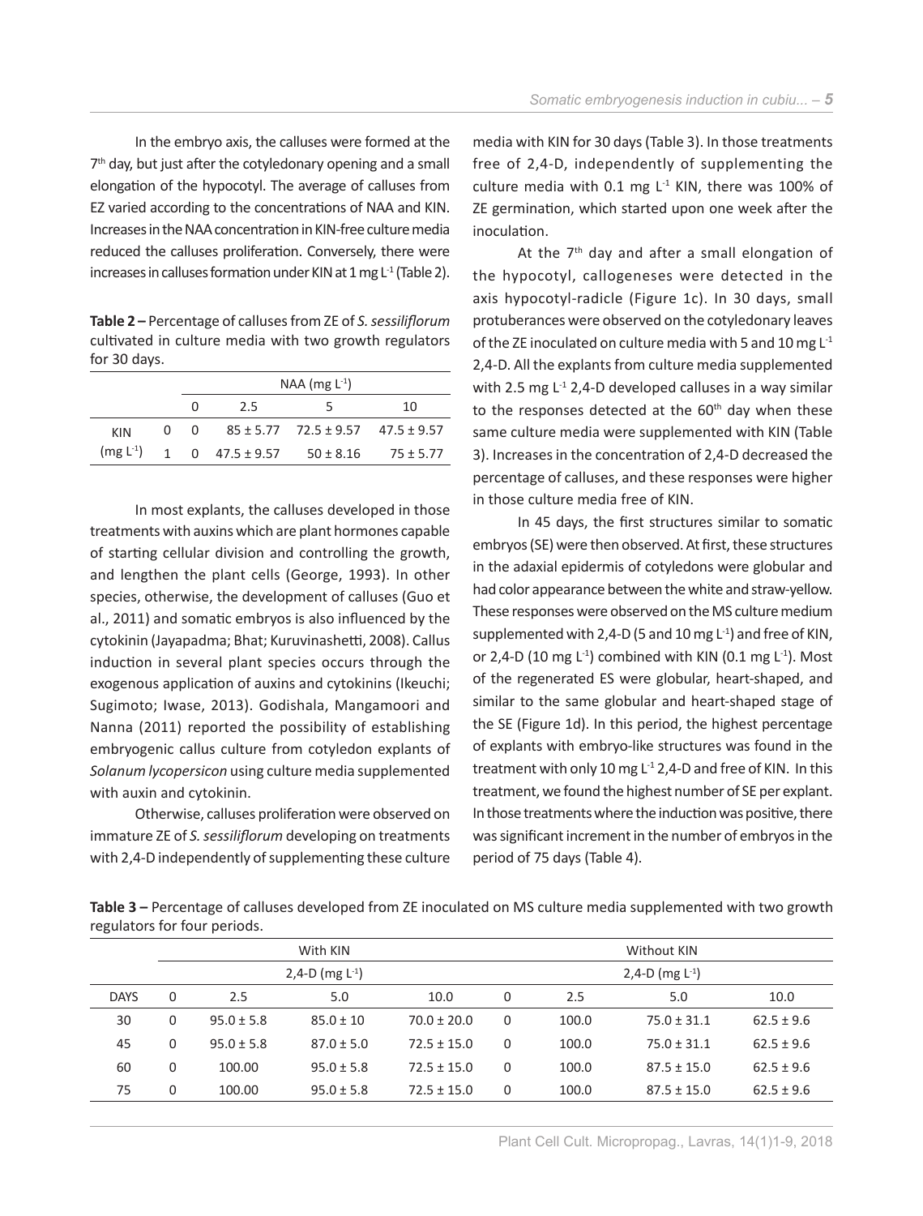In the embryo axis, the calluses were formed at the 7th day, but just after the cotyledonary opening and a small elongation of the hypocotyl. The average of calluses from EZ varied according to the concentrations of NAA and KIN. Increases in the NAA concentration in KIN-free culture media reduced the calluses proliferation. Conversely, there were increases in calluses formation under KIN at 1 mg $L^{-1}$ (Table 2).

**Table 2 –** Percentage of calluses from ZE of *S. sessiliflorum* cultivated in culture media with two growth regulators for 30 days.

| | | NAA (mg $L^{-1}$) | | | |
|---|---|---|---|---|---|
| | | 0 | 2.5 | 5 | 10 |
| KIN (mg $L^{-1}$) | 0 | 0 | 85 ± 5.77 | 72.5 ± 9.57 | 47.5 ± 9.57 |
| | 1 | 0 | 47.5 ± 9.57 | 50 ± 8.16 | 75 ± 5.77 |

In most explants, the calluses developed in those treatments with auxins which are plant hormones capable of starting cellular division and controlling the growth, and lengthen the plant cells (George, 1993). In other species, otherwise, the development of calluses (Guo et al., 2011) and somatic embryos is also influenced by the cytokinin (Jayapadma; Bhat; Kuruvinashetti, 2008). Callus induction in several plant species occurs through the exogenous application of auxins and cytokinins (Ikeuchi; Sugimoto; Iwase, 2013). Godishala, Mangamoori and Nanna (2011) reported the possibility of establishing embryogenic callus culture from cotyledon explants of *Solanum lycopersicon* using culture media supplemented with auxin and cytokinin.

Otherwise, calluses proliferation were observed on immature ZE of *S. sessiliflorum* developing on treatments with 2,4-D independently of supplementing these culture media with KIN for 30 days (Table 3). In those treatments free of 2,4-D, independently of supplementing the culture media with 0.1 mg $L^{-1}$ KIN, there was 100% of ZE germination, which started upon one week after the inoculation.

At the 7th day and after a small elongation of the hypocotyl, callogeneses were detected in the axis hypocotyl-radicle (Figure 1c). In 30 days, small protuberances were observed on the cotyledonary leaves of the ZE inoculated on culture media with 5 and 10 mg $L^{-1}$ 2,4-D. All the explants from culture media supplemented with 2.5 mg $L^{-1}$ 2,4-D developed calluses in a way similar to the responses detected at the 60th day when these same culture media were supplemented with KIN (Table 3). Increases in the concentration of 2,4-D decreased the percentage of calluses, and these responses were higher in those culture media free of KIN.

In 45 days, the first structures similar to somatic embryos (SE) were then observed. At first, these structures in the adaxial epidermis of cotyledons were globular and had color appearance between the white and straw-yellow. These responses were observed on the MS culture medium supplemented with 2,4-D (5 and 10 mg $L^{-1}$) and free of KIN, or 2,4-D (10 mg $L^{-1}$) combined with KIN (0.1 mg $L^{-1}$). Most of the regenerated ES were globular, heart-shaped, and similar to the same globular and heart-shaped stage of the SE (Figure 1d). In this period, the highest percentage of explants with embryo-like structures was found in the treatment with only 10 mg $L^{-1}$ 2,4-D and free of KIN. In this treatment, we found the highest number of SE per explant. In those treatments where the induction was positive, there was significant increment in the number of embryos in the period of 75 days (Table 4).

**Table 3 –** Percentage of calluses developed from ZE inoculated on MS culture media supplemented with two growth regulators for four periods.

| | With KIN | | | | Without KIN | | | |
|---|---|---|---|---|---|---|---|---|
| | 2,4-D (mg $L^{-1}$) | | | | 2,4-D (mg $L^{-1}$) | | | |
| DAYS | 0 | 2.5 | 5.0 | 10.0 | 0 | 2.5 | 5.0 | 10.0 |
| 30 | 0 | 95.0 ± 5.8 | 85.0 ± 10 | 70.0 ± 20.0 | 0 | 100.0 | 75.0 ± 31.1 | 62.5 ± 9.6 |
| 45 | 0 | 95.0 ± 5.8 | 87.0 ± 5.0 | 72.5 ± 15.0 | 0 | 100.0 | 75.0 ± 31.1 | 62.5 ± 9.6 |
| 60 | 0 | 100.00 | 95.0 ± 5.8 | 72.5 ± 15.0 | 0 | 100.0 | 87.5 ± 15.0 | 62.5 ± 9.6 |
| 75 | 0 | 100.00 | 95.0 ± 5.8 | 72.5 ± 15.0 | 0 | 100.0 | 87.5 ± 15.0 | 62.5 ± 9.6 |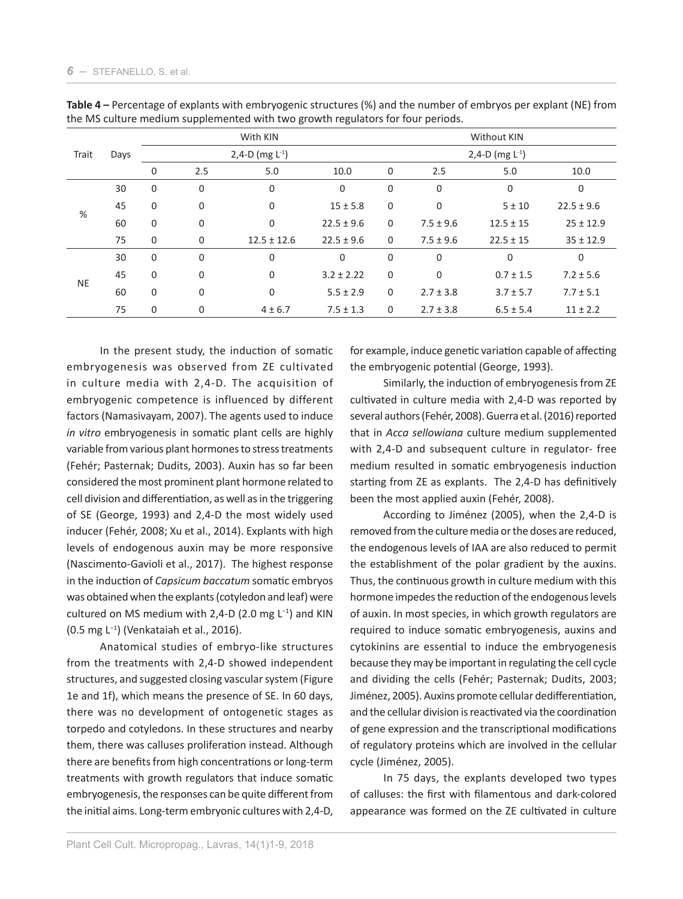**Table 4 –** Percentage of explants with embryogenic structures (%) and the number of embryos per explant (NE) from the MS culture medium supplemented with two growth regulators for four periods.

| Trait | Days | With KIN | | | | Without KIN | | | |
|---|---|---|---|---|---|---|---|---|---|
| | | 2,4-D (mg $L^{-1}$) | | | | 2,4-D (mg $L^{-1}$) | | | |
| | | 0 | 2.5 | 5.0 | 10.0 | 0 | 2.5 | 5.0 | 10.0 |
| % | 30 | 0 | 0 | 0 | 0 | 0 | 0 | 0 | 0 |
| | 45 | 0 | 0 | 0 | 15 ± 5.8 | 0 | 0 | 5 ± 10 | 22.5 ± 9.6 |
| | 60 | 0 | 0 | 0 | 22.5 ± 9.6 | 0 | 7.5 ± 9.6 | 12.5 ± 15 | 25 ± 12.9 |
| | 75 | 0 | 0 | 12.5 ± 12.6 | 22.5 ± 9.6 | 0 | 7.5 ± 9.6 | 22.5 ± 15 | 35 ± 12.9 |
| NE | 30 | 0 | 0 | 0 | 0 | 0 | 0 | 0 | 0 |
| | 45 | 0 | 0 | 0 | 3.2 ± 2.22 | 0 | 0 | 0.7 ± 1.5 | 7.2 ± 5.6 |
| | 60 | 0 | 0 | 0 | 5.5 ± 2.9 | 0 | 2.7 ± 3.8 | 3.7 ± 5.7 | 7.7 ± 5.1 |
| | 75 | 0 | 0 | 4 ± 6.7 | 7.5 ± 1.3 | 0 | 2.7 ± 3.8 | 6.5 ± 5.4 | 11 ± 2.2 |

In the present study, the induction of somatic embryogenesis was observed from ZE cultivated in culture media with 2,4-D. The acquisition of embryogenic competence is influenced by different factors (Namasivayam, 2007). The agents used to induce *in vitro* embryogenesis in somatic plant cells are highly variable from various plant hormones to stress treatments (Fehér; Pasternak; Dudits, 2003). Auxin has so far been considered the most prominent plant hormone related to cell division and differentiation, as well as in the triggering of SE (George, 1993) and 2,4-D the most widely used inducer (Fehér, 2008; Xu et al., 2014). Explants with high levels of endogenous auxin may be more responsive (Nascimento-Gavioli et al., 2017). The highest response in the induction of *Capsicum baccatum* somatic embryos was obtained when the explants (cotyledon and leaf) were cultured on MS medium with 2,4-D (2.0 mg $L^{-1}$) and KIN (0.5 mg $L^{-1}$) (Venkataiah et al., 2016).

Anatomical studies of embryo-like structures from the treatments with 2,4-D showed independent structures, and suggested closing vascular system (Figure 1e and 1f), which means the presence of SE. In 60 days, there was no development of ontogenetic stages as torpedo and cotyledons. In these structures and nearby them, there was calluses proliferation instead. Although there are benefits from high concentrations or long-term treatments with growth regulators that induce somatic embryogenesis, the responses can be quite different from the initial aims. Long-term embryonic cultures with 2,4-D, for example, induce genetic variation capable of affecting the embryogenic potential (George, 1993).

Similarly, the induction of embryogenesis from ZE cultivated in culture media with 2,4-D was reported by several authors (Fehér, 2008). Guerra et al. (2016) reported that in *Acca sellowiana* culture medium supplemented with 2,4-D and subsequent culture in regulator- free medium resulted in somatic embryogenesis induction starting from ZE as explants. The 2,4-D has definitively been the most applied auxin (Fehér, 2008).

According to Jiménez (2005), when the 2,4-D is removed from the culture media or the doses are reduced, the endogenous levels of IAA are also reduced to permit the establishment of the polar gradient by the auxins. Thus, the continuous growth in culture medium with this hormone impedes the reduction of the endogenous levels of auxin. In most species, in which growth regulators are required to induce somatic embryogenesis, auxins and cytokinins are essential to induce the embryogenesis because they may be important in regulating the cell cycle and dividing the cells (Fehér; Pasternak; Dudits, 2003; Jiménez, 2005). Auxins promote cellular dedifferentiation, and the cellular division is reactivated via the coordination of gene expression and the transcriptional modifications of regulatory proteins which are involved in the cellular cycle (Jiménez, 2005).

In 75 days, the explants developed two types of calluses: the first with filamentous and dark-colored appearance was formed on the ZE cultivated in culture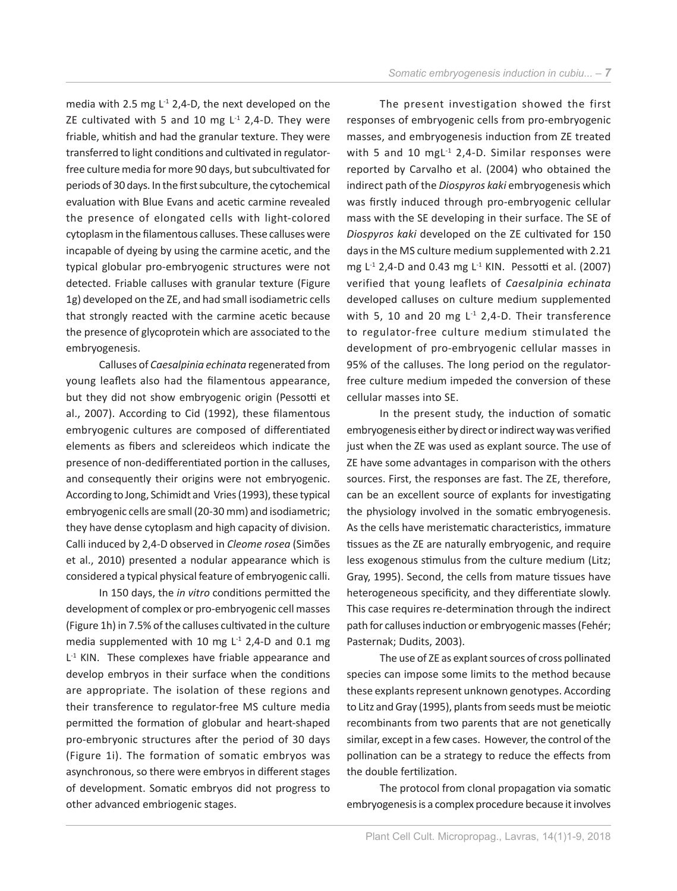media with 2.5 mg $L^{-1}$ 2,4-D, the next developed on the ZE cultivated with 5 and 10 mg $L^{-1}$ 2,4-D. They were friable, whitish and had the granular texture. They were transferred to light conditions and cultivated in regulator-free culture media for more 90 days, but subcultivated for periods of 30 days. In the first subculture, the cytochemical evaluation with Blue Evans and acetic carmine revealed the presence of elongated cells with light-colored cytoplasm in the filamentous calluses. These calluses were incapable of dyeing by using the carmine acetic, and the typical globular pro-embryogenic structures were not detected. Friable calluses with granular texture (Figure 1g) developed on the ZE, and had small isodiametric cells that strongly reacted with the carmine acetic because the presence of glycoprotein which are associated to the embryogenesis.

Calluses of *Caesalpinia echinata* regenerated from young leaflets also had the filamentous appearance, but they did not show embryogenic origin (Pessotti et al., 2007). According to Cid (1992), these filamentous embryogenic cultures are composed of differentiated elements as fibers and sclereideos which indicate the presence of non-dedifferentiated portion in the calluses, and consequently their origins were not embryogenic. According to Jong, Schimidt and Vries (1993), these typical embryogenic cells are small (20-30 mm) and isodiametric; they have dense cytoplasm and high capacity of division. Calli induced by 2,4-D observed in *Cleome rosea* (Simões et al., 2010) presented a nodular appearance which is considered a typical physical feature of embryogenic calli.

In 150 days, the *in vitro* conditions permitted the development of complex or pro-embryogenic cell masses (Figure 1h) in 7.5% of the calluses cultivated in the culture media supplemented with 10 mg $L^{-1}$ 2,4-D and 0.1 mg $L^{-1}$ KIN. These complexes have friable appearance and develop embryos in their surface when the conditions are appropriate. The isolation of these regions and their transference to regulator-free MS culture media permitted the formation of globular and heart-shaped pro-embryonic structures after the period of 30 days (Figure 1i). The formation of somatic embryos was asynchronous, so there were embryos in different stages of development. Somatic embryos did not progress to other advanced embriogenic stages.

The present investigation showed the first responses of embryogenic cells from pro-embryogenic masses, and embryogenesis induction from ZE treated with 5 and 10 mg$L^{-1}$ 2,4-D. Similar responses were reported by Carvalho et al. (2004) who obtained the indirect path of the *Diospyros kaki* embryogenesis which was firstly induced through pro-embryogenic cellular mass with the SE developing in their surface. The SE of *Diospyros kaki* developed on the ZE cultivated for 150 days in the MS culture medium supplemented with 2.21 mg $L^{-1}$ 2,4-D and 0.43 mg $L^{-1}$ KIN. Pessotti et al. (2007) verified that young leaflets of *Caesalpinia echinata* developed calluses on culture medium supplemented with 5, 10 and 20 mg $L^{-1}$ 2,4-D. Their transference to regulator-free culture medium stimulated the development of pro-embryogenic cellular masses in 95% of the calluses. The long period on the regulator-free culture medium impeded the conversion of these cellular masses into SE.

In the present study, the induction of somatic embryogenesis either by direct or indirect way was verified just when the ZE was used as explant source. The use of ZE have some advantages in comparison with the others sources. First, the responses are fast. The ZE, therefore, can be an excellent source of explants for investigating the physiology involved in the somatic embryogenesis. As the cells have meristematic characteristics, immature tissues as the ZE are naturally embryogenic, and require less exogenous stimulus from the culture medium (Litz; Gray, 1995). Second, the cells from mature tissues have heterogeneous specificity, and they differentiate slowly. This case requires re-determination through the indirect path for calluses induction or embryogenic masses (Fehér; Pasternak; Dudits, 2003).

The use of ZE as explant sources of cross pollinated species can impose some limits to the method because these explants represent unknown genotypes. According to Litz and Gray (1995), plants from seeds must be meiotic recombinants from two parents that are not genetically similar, except in a few cases. However, the control of the pollination can be a strategy to reduce the effects from the double fertilization.

The protocol from clonal propagation via somatic embryogenesis is a complex procedure because it involves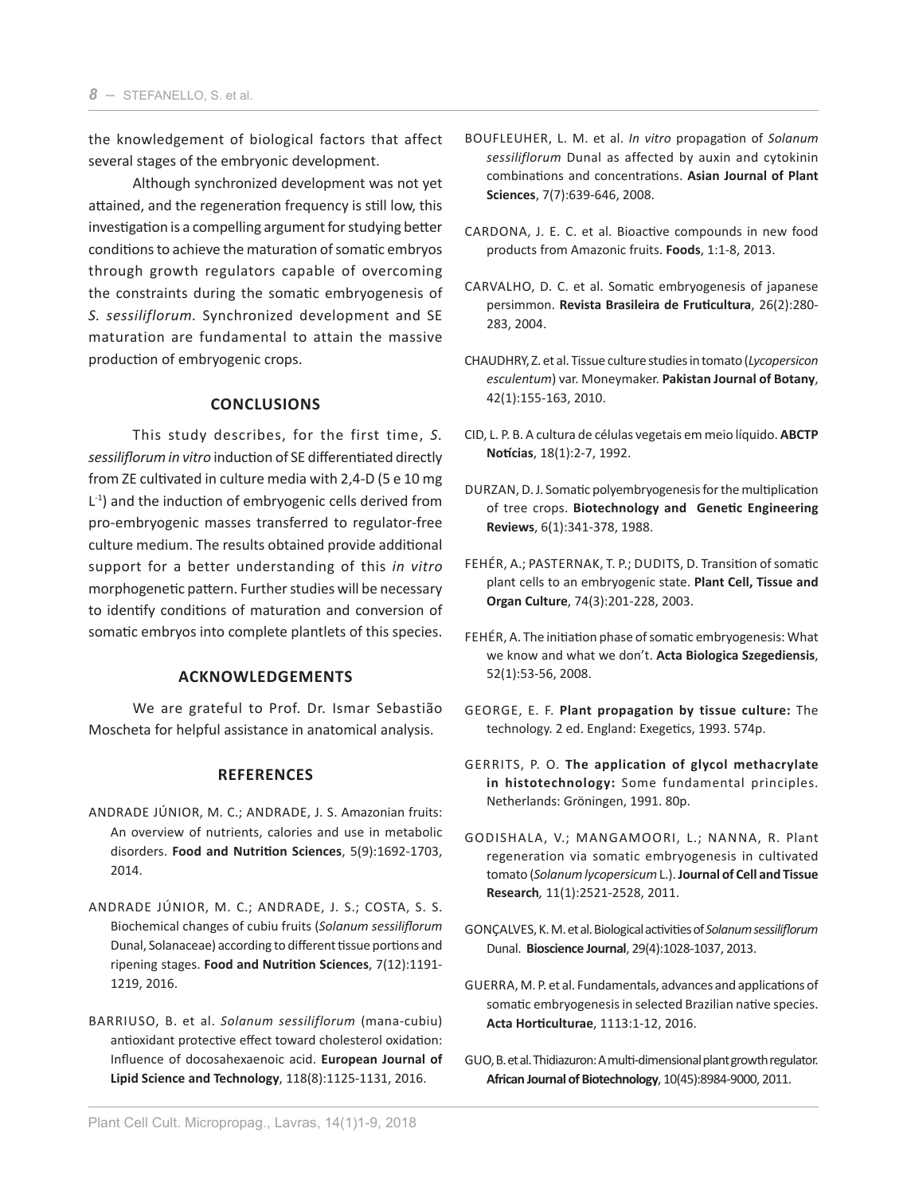the knowledgement of biological factors that affect several stages of the embryonic development.

Although synchronized development was not yet attained, and the regeneration frequency is still low, this investigation is a compelling argument for studying better conditions to achieve the maturation of somatic embryos through growth regulators capable of overcoming the constraints during the somatic embryogenesis of *S. sessiliflorum*. Synchronized development and SE maturation are fundamental to attain the massive production of embryogenic crops.

## CONCLUSIONS

This study describes, for the first time, *S. sessiliflorum in vitro* induction of SE differentiated directly from ZE cultivated in culture media with 2,4-D (5 e 10 mg $L^{-1}$) and the induction of embryogenic cells derived from pro-embryogenic masses transferred to regulator-free culture medium. The results obtained provide additional support for a better understanding of this *in vitro* morphogenetic pattern. Further studies will be necessary to identify conditions of maturation and conversion of somatic embryos into complete plantlets of this species.

## ACKNOWLEDGEMENTS

We are grateful to Prof. Dr. Ismar Sebastião Moscheta for helpful assistance in anatomical analysis.

## REFERENCES

ANDRADE JÚNIOR, M. C.; ANDRADE, J. S. Amazonian fruits: An overview of nutrients, calories and use in metabolic disorders. **Food and Nutrition Sciences**, 5(9):1692-1703, 2014.

ANDRADE JÚNIOR, M. C.; ANDRADE, J. S.; COSTA, S. S. Biochemical changes of cubiu fruits (*Solanum sessiliflorum* Dunal, Solanaceae) according to different tissue portions and ripening stages. **Food and Nutrition Sciences**, 7(12):1191-1219, 2016.

BARRIUSO, B. et al. *Solanum sessiliflorum* (mana-cubiu) antioxidant protective effect toward cholesterol oxidation: Influence of docosahexaenoic acid. **European Journal of Lipid Science and Technology**, 118(8):1125-1131, 2016.

BOUFLEUHER, L. M. et al. *In vitro* propagation of *Solanum sessiliflorum* Dunal as affected by auxin and cytokinin combinations and concentrations. **Asian Journal of Plant Sciences**, 7(7):639-646, 2008.

CARDONA, J. E. C. et al. Bioactive compounds in new food products from Amazonic fruits. **Foods**, 1:1-8, 2013.

CARVALHO, D. C. et al. Somatic embryogenesis of japanese persimmon. **Revista Brasileira de Fruticultura**, 26(2):280-283, 2004.

CHAUDHRY, Z. et al. Tissue culture studies in tomato (*Lycopersicon esculentum*) var. Moneymaker. **Pakistan Journal of Botany**, 42(1):155-163, 2010.

CID, L. P. B. A cultura de células vegetais em meio líquido. **ABCTP Notícias**, 18(1):2-7, 1992.

DURZAN, D. J. Somatic polyembryogenesis for the multiplication of tree crops. **Biotechnology and Genetic Engineering Reviews**, 6(1):341-378, 1988.

FEHÉR, A.; PASTERNAK, T. P.; DUDITS, D. Transition of somatic plant cells to an embryogenic state. **Plant Cell, Tissue and Organ Culture**, 74(3):201-228, 2003.

FEHÉR, A. The initiation phase of somatic embryogenesis: What we know and what we don't. **Acta Biologica Szegediensis**, 52(1):53-56, 2008.

GEORGE, E. F. **Plant propagation by tissue culture:** The technology. 2 ed. England: Exegetics, 1993. 574p.

GERRITS, P. O. **The application of glycol methacrylate in histotechnology:** Some fundamental principles. Netherlands: Gröningen, 1991. 80p.

GODISHALA, V.; MANGAMOORI, L.; NANNA, R. Plant regeneration via somatic embryogenesis in cultivated tomato (*Solanum lycopersicum* L.). **Journal of Cell and Tissue Research***,* 11(1):2521-2528, 2011.

GONÇALVES, K. M. et al. Biological activities of *Solanum sessiliflorum* Dunal. **Bioscience Journal**, 29(4):1028-1037, 2013.

GUERRA, M. P. et al. Fundamentals, advances and applications of somatic embryogenesis in selected Brazilian native species. **Acta Horticulturae**, 1113:1-12, 2016.

GUO, B. et al. Thidiazuron: A multi-dimensional plant growth regulator. **African Journal of Biotechnology**, 10(45):8984-9000, 2011.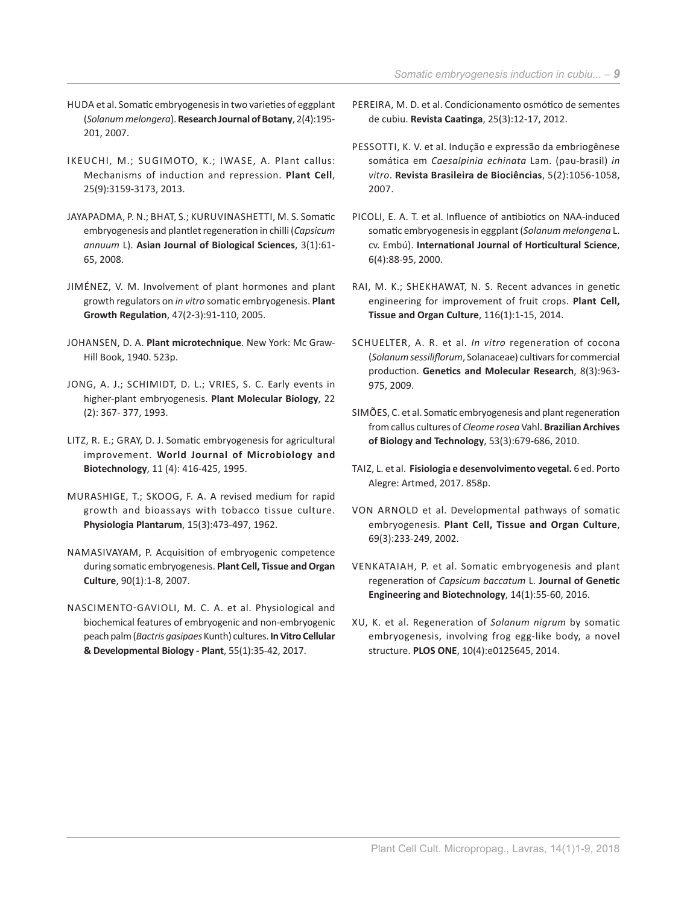HUDA et al. Somatic embryogenesis in two varieties of eggplant (*Solanum melongera*). **Research Journal of Botany**, 2(4):195-201, 2007.

IKEUCHI, M.; SUGIMOTO, K.; IWASE, A. Plant callus: Mechanisms of induction and repression. **Plant Cell**, 25(9):3159-3173, 2013.

JAYAPADMA, P. N.; BHAT, S.; KURUVINASHETTI, M. S. Somatic embryogenesis and plantlet regeneration in chilli (*Capsicum annuum* L). **Asian Journal of Biological Sciences**, 3(1):61-65, 2008.

JIMÉNEZ, V. M. Involvement of plant hormones and plant growth regulators on *in vitro* somatic embryogenesis. **Plant Growth Regulation**, 47(2-3):91-110, 2005.

JOHANSEN, D. A. **Plant microtechnique**. New York: Mc Graw-Hill Book, 1940. 523p.

JONG, A. J.; SCHIMIDT, D. L.; VRIES, S. C. Early events in higher-plant embryogenesis. **Plant Molecular Biology**, 22 (2): 367- 377, 1993.

LITZ, R. E.; GRAY, D. J. Somatic embryogenesis for agricultural improvement. **World Journal of Microbiology and Biotechnology**, 11 (4): 416-425, 1995.

MURASHIGE, T.; SKOOG, F. A. A revised medium for rapid growth and bioassays with tobacco tissue culture. **Physiologia Plantarum**, 15(3):473-497, 1962.

NAMASIVAYAM, P. Acquisition of embryogenic competence during somatic embryogenesis. **Plant Cell, Tissue and Organ Culture**, 90(1):1-8, 2007.

NASCIMENTO-GAVIOLI, M. C. A. et al. Physiological and biochemical features of embryogenic and non-embryogenic peach palm (*Bactris gasipaes* Kunth) cultures. **In Vitro Cellular & Developmental Biology - Plant**, 55(1):35-42, 2017.

PEREIRA, M. D. et al. Condicionamento osmótico de sementes de cubiu. **Revista Caatinga**, 25(3):12-17, 2012.

PESSOTTI, K. V. et al. Indução e expressão da embriogênese somática em *Caesalpinia echinata* Lam. (pau-brasil) *in vitro*. **Revista Brasileira de Biociências**, 5(2):1056-1058, 2007.

PICOLI, E. A. T. et al. Influence of antibiotics on NAA-induced somatic embryogenesis in eggplant (*Solanum melongena* L. cv. Embú). **International Journal of Horticultural Science**, 6(4):88-95, 2000.

RAI, M. K.; SHEKHAWAT, N. S. Recent advances in genetic engineering for improvement of fruit crops. **Plant Cell, Tissue and Organ Culture**, 116(1):1-15, 2014.

SCHUELTER, A. R. et al. *In vitro* regeneration of cocona (*Solanum sessiliflorum*, Solanaceae) cultivars for commercial production. **Genetics and Molecular Research**, 8(3):963-975, 2009.

SIMÕES, C. et al. Somatic embryogenesis and plant regeneration from callus cultures of *Cleome rosea* Vahl. **Brazilian Archives of Biology and Technology**, 53(3):679-686, 2010.

TAIZ, L. et al. **Fisiologia e desenvolvimento vegetal.** 6 ed. Porto Alegre: Artmed, 2017. 858p.

VON ARNOLD et al. Developmental pathways of somatic embryogenesis. **Plant Cell, Tissue and Organ Culture**, 69(3):233-249, 2002.

VENKATAIAH, P. et al. Somatic embryogenesis and plant regeneration of *Capsicum baccatum* L. **Journal of Genetic Engineering and Biotechnology**, 14(1):55-60, 2016.

XU, K. et al. Regeneration of *Solanum nigrum* by somatic embryogenesis, involving frog egg-like body, a novel structure. **PLOS ONE**, 10(4):e0125645, 2014.